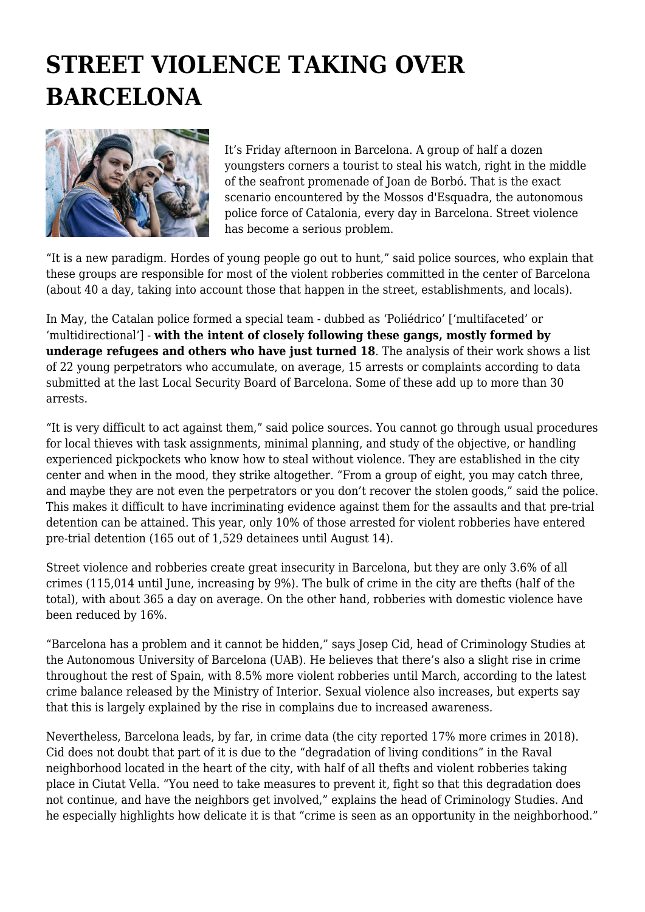# STREET VIOLENCE TAKING OVER BARCELONA

It's Friday afternoon in Barcelona. A group of half a dozen youngsters corners a tourist to steal his watch, right in the middle of the seafront promenade of Joan de Borbó. That is the exact scenario encountered by the Mossos d'Esquadra, the autonomous police force of Catalonia, every day in Barcelona. Street violence has become a serious problem.

"It is a new paradigm. Hordes of young people go out to hunt," said police sources, who explain that these groups are responsible for most of the violent robberies committed in the center of Barcelona (about 40 a day, taking into account those that happen in the street, establishments, and locals).

In May, the Catalan police formed a special team - dubbed as 'Poliédrico' ['multifaceted' or 'multidirectional'] - **with the intent of closely following these gangs, mostly formed by underage refugees and others who have just turned 18**. The analysis of their work shows a list of 22 young perpetrators who accumulate, on average, 15 arrests or complaints according to data submitted at the last Local Security Board of Barcelona. Some of these add up to more than 30 arrests.

"It is very difficult to act against them," said police sources. You cannot go through usual procedures for local thieves with task assignments, minimal planning, and study of the objective, or handling experienced pickpockets who know how to steal without violence. They are established in the city center and when in the mood, they strike altogether. "From a group of eight, you may catch three, and maybe they are not even the perpetrators or you don't recover the stolen goods," said the police. This makes it difficult to have incriminating evidence against them for the assaults and that pre-trial detention can be attained. This year, only 10% of those arrested for violent robberies have entered pre-trial detention (165 out of 1,529 detainees until August 14).

Street violence and robberies create great insecurity in Barcelona, but they are only 3.6% of all crimes (115,014 until June, increasing by 9%). The bulk of crime in the city are thefts (half of the total), with about 365 a day on average. On the other hand, robberies with domestic violence have been reduced by 16%.

"Barcelona has a problem and it cannot be hidden," says Josep Cid, head of Criminology Studies at the Autonomous University of Barcelona (UAB). He believes that there's also a slight rise in crime throughout the rest of Spain, with 8.5% more violent robberies until March, according to the latest crime balance released by the Ministry of Interior. Sexual violence also increases, but experts say that this is largely explained by the rise in complains due to increased awareness.

Nevertheless, Barcelona leads, by far, in crime data (the city reported 17% more crimes in 2018). Cid does not doubt that part of it is due to the "degradation of living conditions" in the Raval neighborhood located in the heart of the city, with half of all thefts and violent robberies taking place in Ciutat Vella. "You need to take measures to prevent it, fight so that this degradation does not continue, and have the neighbors get involved," explains the head of Criminology Studies. And he especially highlights how delicate it is that "crime is seen as an opportunity in the neighborhood."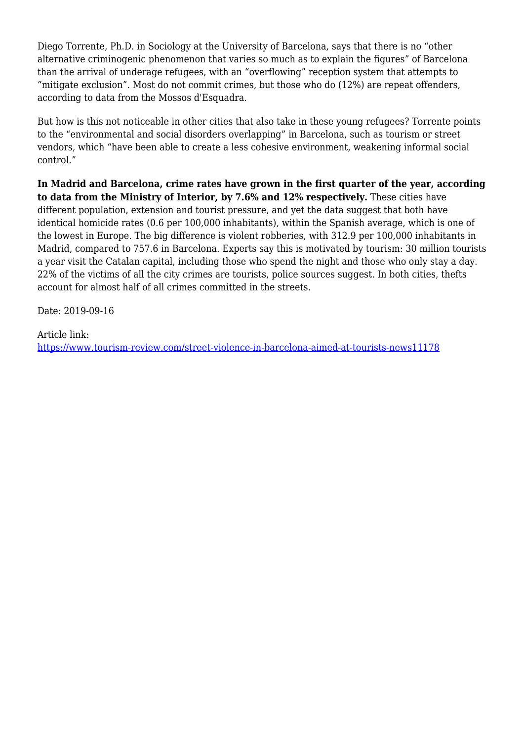Diego Torrente, Ph.D. in Sociology at the University of Barcelona, says that there is no "other alternative criminogenic phenomenon that varies so much as to explain the figures" of Barcelona than the arrival of underage refugees, with an "overflowing" reception system that attempts to "mitigate exclusion". Most do not commit crimes, but those who do (12%) are repeat offenders, according to data from the Mossos d'Esquadra.

But how is this not noticeable in other cities that also take in these young refugees? Torrente points to the "environmental and social disorders overlapping" in Barcelona, such as tourism or street vendors, which "have been able to create a less cohesive environment, weakening informal social control."

**In Madrid and Barcelona, crime rates have grown in the first quarter of the year, according to data from the Ministry of Interior, by 7.6% and 12% respectively.** These cities have different population, extension and tourist pressure, and yet the data suggest that both have identical homicide rates (0.6 per 100,000 inhabitants), within the Spanish average, which is one of the lowest in Europe. The big difference is violent robberies, with 312.9 per 100,000 inhabitants in Madrid, compared to 757.6 in Barcelona. Experts say this is motivated by tourism: 30 million tourists a year visit the Catalan capital, including those who spend the night and those who only stay a day. 22% of the victims of all the city crimes are tourists, police sources suggest. In both cities, thefts account for almost half of all crimes committed in the streets.

Date: 2019-09-16

Article link:
https://www.tourism-review.com/street-violence-in-barcelona-aimed-at-tourists-news11178